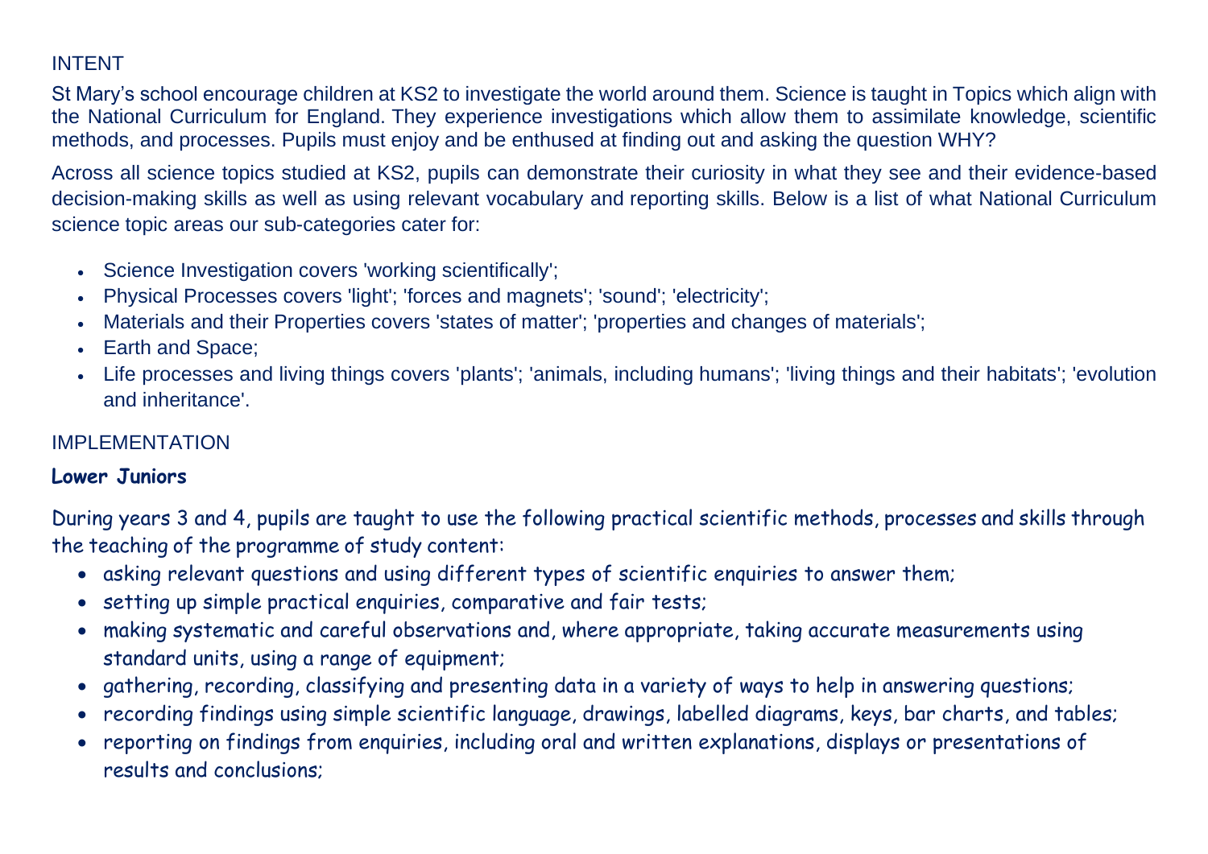## INTENT

St Mary's school encourage children at KS2 to investigate the world around them. Science is taught in Topics which align with the National Curriculum for England. They experience investigations which allow them to assimilate knowledge, scientific methods, and processes. Pupils must enjoy and be enthused at finding out and asking the question WHY?

Across all science topics studied at KS2, pupils can demonstrate their curiosity in what they see and their evidence-based decision-making skills as well as using relevant vocabulary and reporting skills. Below is a list of what National Curriculum science topic areas our sub-categories cater for:

- Science Investigation covers 'working scientifically';
- Physical Processes covers 'light'; 'forces and magnets'; 'sound'; 'electricity';
- Materials and their Properties covers 'states of matter'; 'properties and changes of materials';
- Earth and Space;
- Life processes and living things covers 'plants'; 'animals, including humans'; 'living things and their habitats'; 'evolution and inheritance'.

## IMPLEMENTATION

### Lower Juniors

During years 3 and 4, pupils are taught to use the following practical scientific methods, processes and skills through the teaching of the programme of study content:

- asking relevant questions and using different types of scientific enquiries to answer them;
- setting up simple practical enquiries, comparative and fair tests;
- making systematic and careful observations and, where appropriate, taking accurate measurements using standard units, using a range of equipment;
- gathering, recording, classifying and presenting data in a variety of ways to help in answering questions;
- recording findings using simple scientific language, drawings, labelled diagrams, keys, bar charts, and tables;
- reporting on findings from enquiries, including oral and written explanations, displays or presentations of results and conclusions;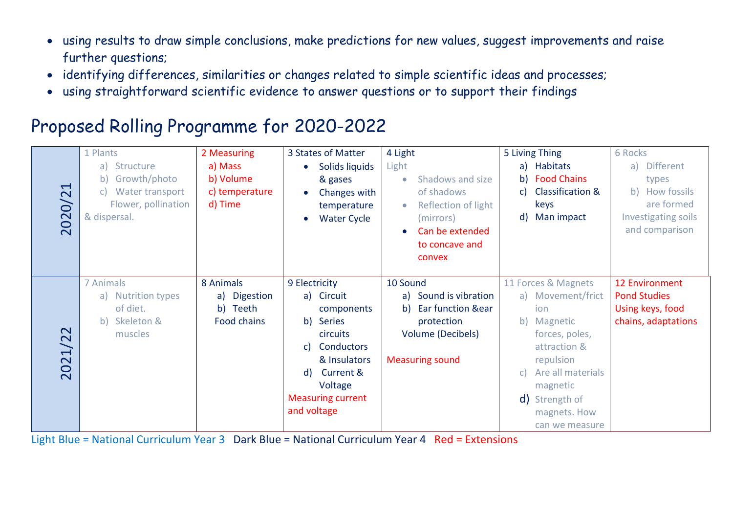- using results to draw simple conclusions, make predictions for new values, suggest improvements and raise further questions;
- identifying differences, similarities or changes related to simple scientific ideas and processes;
- using straightforward scientific evidence to answer questions or to support their findings

# Proposed Rolling Programme for 2020-2022

| | | | | | | |
|---|---|---|---|---|---|---|
| 2020/21 | 1 Plants<br>a) Structure<br>b) Growth/photo<br>c) Water transport<br>Flower, pollination & dispersal. | 2 Measuring<br>a) Mass<br>b) Volume<br>c) temperature<br>d) Time | 3 States of Matter<br>• Solids liquids & gases<br>• Changes with temperature<br>• Water Cycle | 4 Light<br>Light<br>• Shadows and size of shadows<br>• Reflection of light (mirrors)<br>• Can be extended to concave and convex | 5 Living Thing<br>a) Habitats<br>b) Food Chains<br>c) Classification & keys<br>d) Man impact | 6 Rocks<br>a) Different types<br>b) How fossils are formed<br>Investigating soils and comparison |
| 2021/22 | 7 Animals<br>a) Nutrition types of diet.<br>b) Skeleton & muscles | 8 Animals<br>a) Digestion<br>b) Teeth<br>Food chains | 9 Electricity<br>a) Circuit components<br>b) Series circuits<br>c) Conductors & Insulators<br>d) Current & Voltage<br>Measuring current and voltage | 10 Sound<br>a) Sound is vibration<br>b) Ear function &ear protection<br>Volume (Decibels)<br><br>Measuring sound | 11 Forces & Magnets<br>a) Movement/friction<br>b) Magnetic forces, poles, attraction & repulsion<br>c) Are all materials magnetic<br>d) Strength of magnets. How can we measure | 12 Environment<br>Pond Studies<br>Using keys, food chains, adaptations |

Light Blue = National Curriculum Year 3 Dark Blue = National Curriculum Year 4 Red = Extensions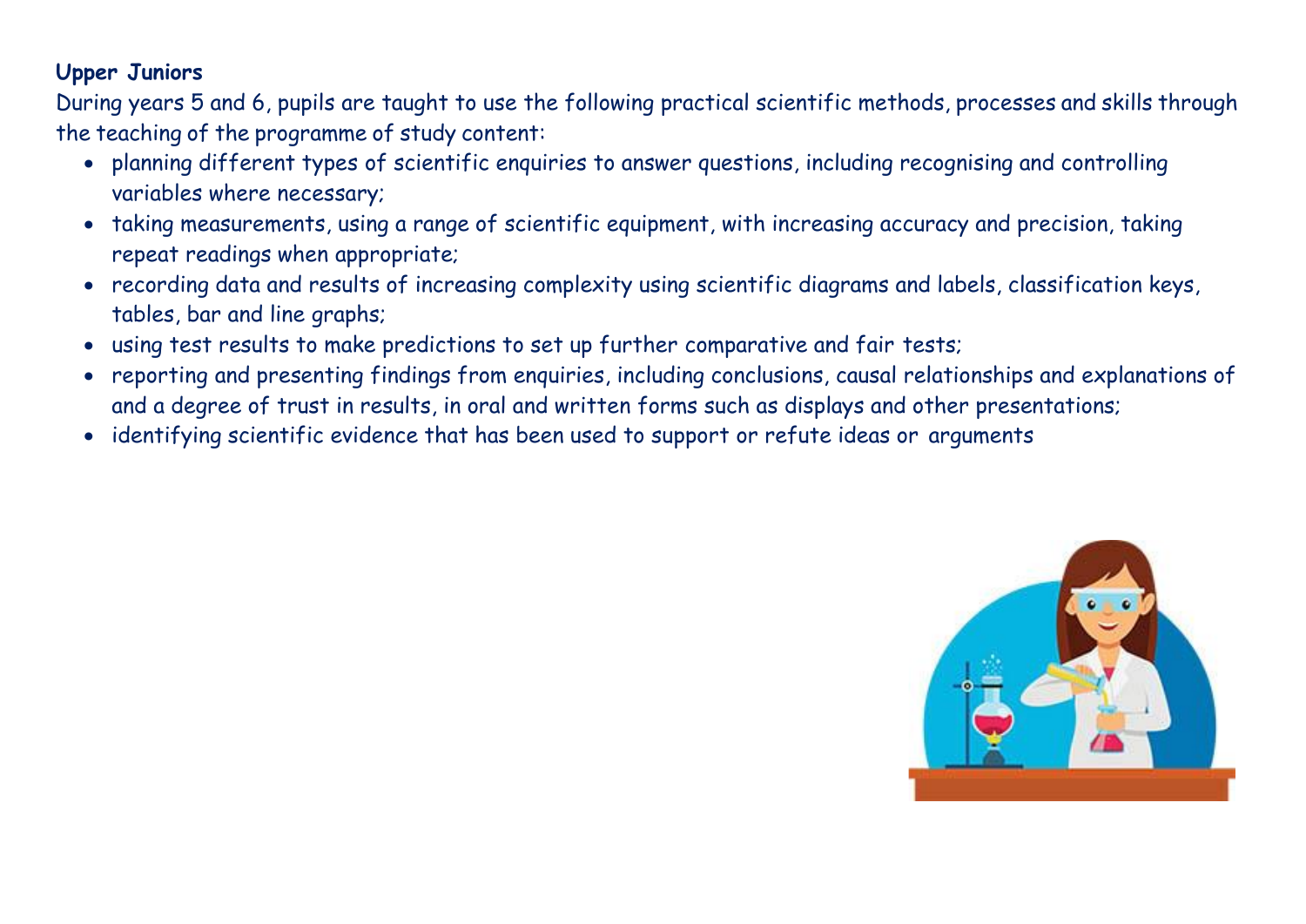**Upper Juniors**

During years 5 and 6, pupils are taught to use the following practical scientific methods, processes and skills through the teaching of the programme of study content:

- planning different types of scientific enquiries to answer questions, including recognising and controlling variables where necessary;
- taking measurements, using a range of scientific equipment, with increasing accuracy and precision, taking repeat readings when appropriate;
- recording data and results of increasing complexity using scientific diagrams and labels, classification keys, tables, bar and line graphs;
- using test results to make predictions to set up further comparative and fair tests;
- reporting and presenting findings from enquiries, including conclusions, causal relationships and explanations of and a degree of trust in results, in oral and written forms such as displays and other presentations;
- identifying scientific evidence that has been used to support or refute ideas or arguments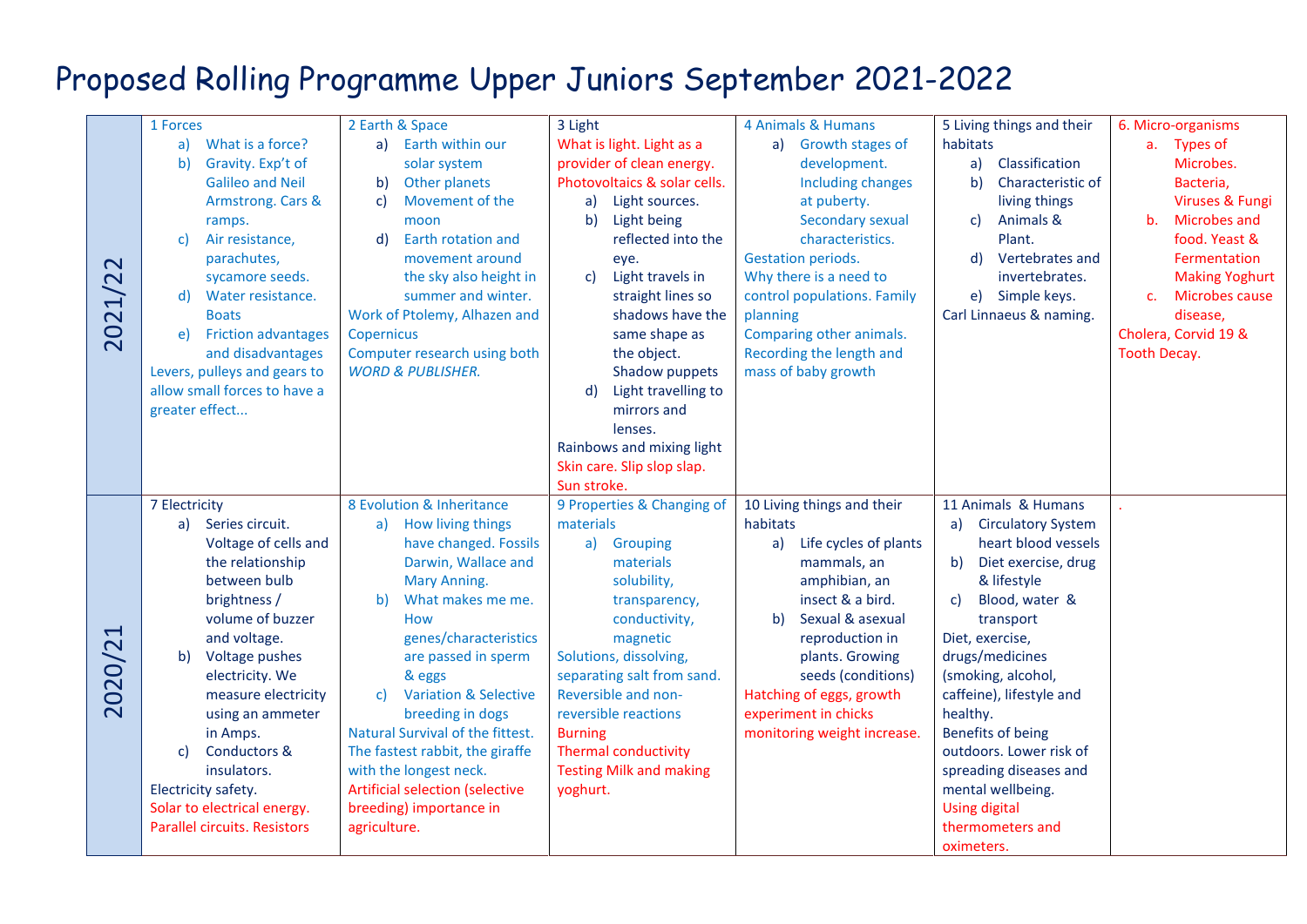# Proposed Rolling Programme Upper Juniors September 2021-2022

| | | | | | | |
|---|---|---|---|---|---|---|
| 2021/22 | 1 Forces<br>a) What is a force?<br>b) Gravity. Exp't of Galileo and Neil Armstrong. Cars & ramps.<br>c) Air resistance, parachutes, sycamore seeds.<br>d) Water resistance. Boats<br>e) Friction advantages and disadvantages<br>Levers, pulleys and gears to allow small forces to have a greater effect... | 2 Earth & Space<br>a) Earth within our solar system<br>b) Other planets<br>c) Movement of the moon<br>d) Earth rotation and movement around the sky also height in summer and winter.<br>Work of Ptolemy, Alhazen and Copernicus<br>Computer research using both *WORD & PUBLISHER.* | 3 Light<br>What is light. Light as a provider of clean energy. Photovoltaics & solar cells.<br>a) Light sources.<br>b) Light being reflected into the eye.<br>c) Light travels in straight lines so shadows have the same shape as the object. Shadow puppets<br>d) Light travelling to mirrors and lenses.<br>Rainbows and mixing light<br>Skin care. Slip slop slap. Sun stroke. | 4 Animals & Humans<br>a) Growth stages of development. Including changes at puberty. Secondary sexual characteristics.<br>Gestation periods.<br>Why there is a need to control populations. Family planning<br>Comparing other animals. Recording the length and mass of baby growth | 5 Living things and their habitats<br>a) Classification<br>b) Characteristic of living things<br>c) Animals & Plant.<br>d) Vertebrates and invertebrates.<br>e) Simple keys.<br>Carl Linnaeus & naming. | 6. Micro-organisms<br>a. Types of Microbes. Bacteria, Viruses & Fungi<br>b. Microbes and food. Yeast & Fermentation Making Yoghurt<br>c. Microbes cause disease,<br>Cholera, Corvid 19 & Tooth Decay. |
| 2020/21 | 7 Electricity<br>a) Series circuit. Voltage of cells and the relationship between bulb brightness / volume of buzzer and voltage.<br>b) Voltage pushes electricity. We measure electricity using an ammeter in Amps.<br>c) Conductors & insulators.<br>Electricity safety.<br>Solar to electrical energy. Parallel circuits. Resistors | 8 Evolution & Inheritance<br>a) How living things have changed. Fossils Darwin, Wallace and Mary Anning.<br>b) What makes me me. How genes/characteristics are passed in sperm & eggs<br>c) Variation & Selective breeding in dogs<br>Natural Survival of the fittest. The fastest rabbit, the giraffe with the longest neck.<br>Artificial selection (selective breeding) importance in agriculture. | 9 Properties & Changing of materials<br>a) Grouping materials solubility, transparency, conductivity, magnetic<br>Solutions, dissolving, separating salt from sand.<br>Reversible and non-reversible reactions<br>Burning<br>Thermal conductivity<br>Testing Milk and making yoghurt. | 10 Living things and their habitats<br>a) Life cycles of plants mammals, an amphibian, an insect & a bird.<br>b) Sexual & asexual reproduction in plants. Growing seeds (conditions)<br>Hatching of eggs, growth experiment in chicks monitoring weight increase. | 11 Animals & Humans<br>a) Circulatory System heart blood vessels<br>b) Diet exercise, drug & lifestyle<br>c) Blood, water & transport<br>Diet, exercise, drugs/medicines (smoking, alcohol, caffeine), lifestyle and healthy.<br>Benefits of being outdoors. Lower risk of spreading diseases and mental wellbeing.<br>Using digital thermometers and oximeters. | . |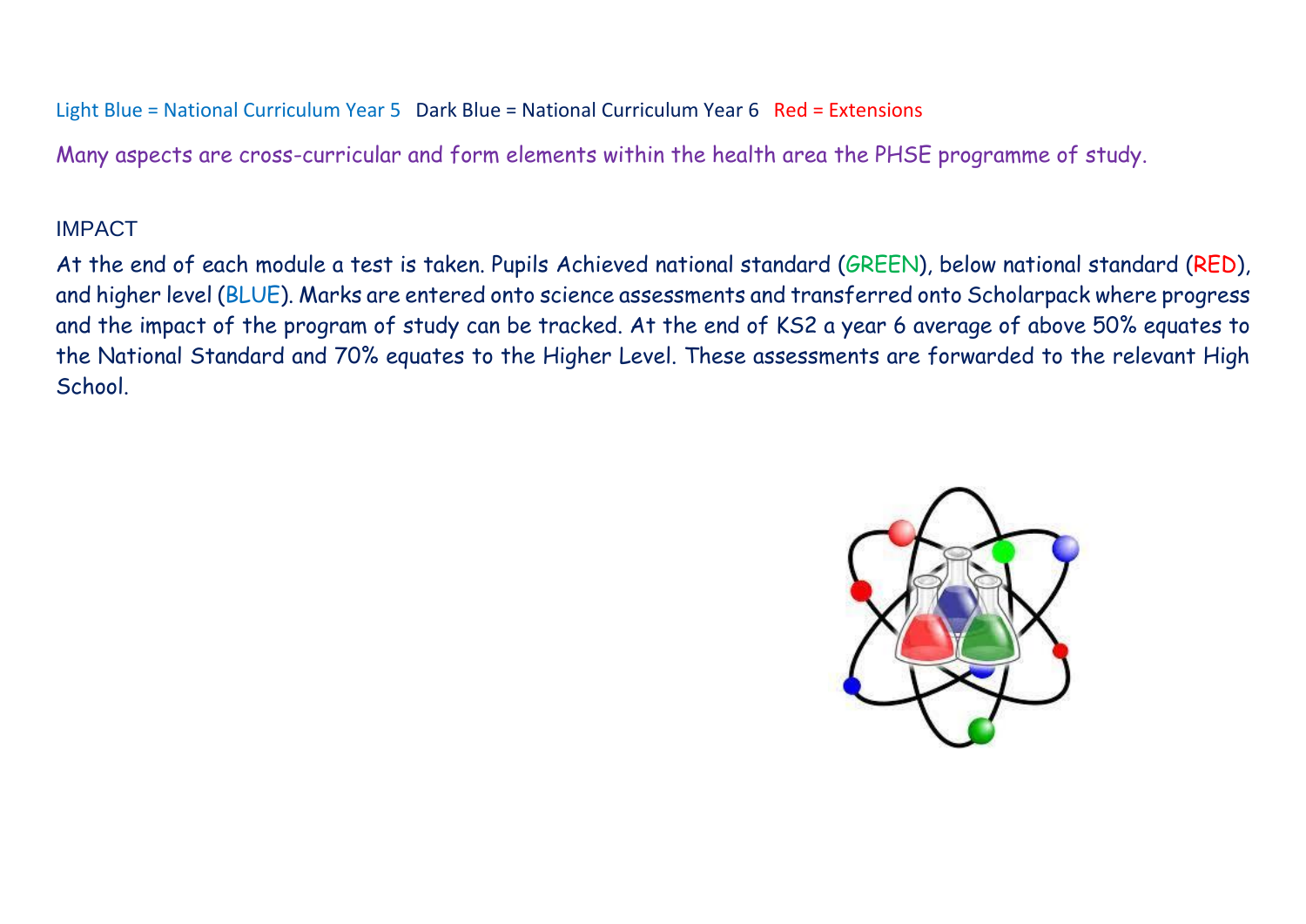Light Blue = National Curriculum Year 5   Dark Blue = National Curriculum Year 6   Red = Extensions

Many aspects are cross-curricular and form elements within the health area the PHSE programme of study.

## IMPACT

At the end of each module a test is taken. Pupils Achieved national standard (GREEN), below national standard (RED), and higher level (BLUE). Marks are entered onto science assessments and transferred onto Scholarpack where progress and the impact of the program of study can be tracked. At the end of KS2 a year 6 average of above 50% equates to the National Standard and 70% equates to the Higher Level. These assessments are forwarded to the relevant High School.